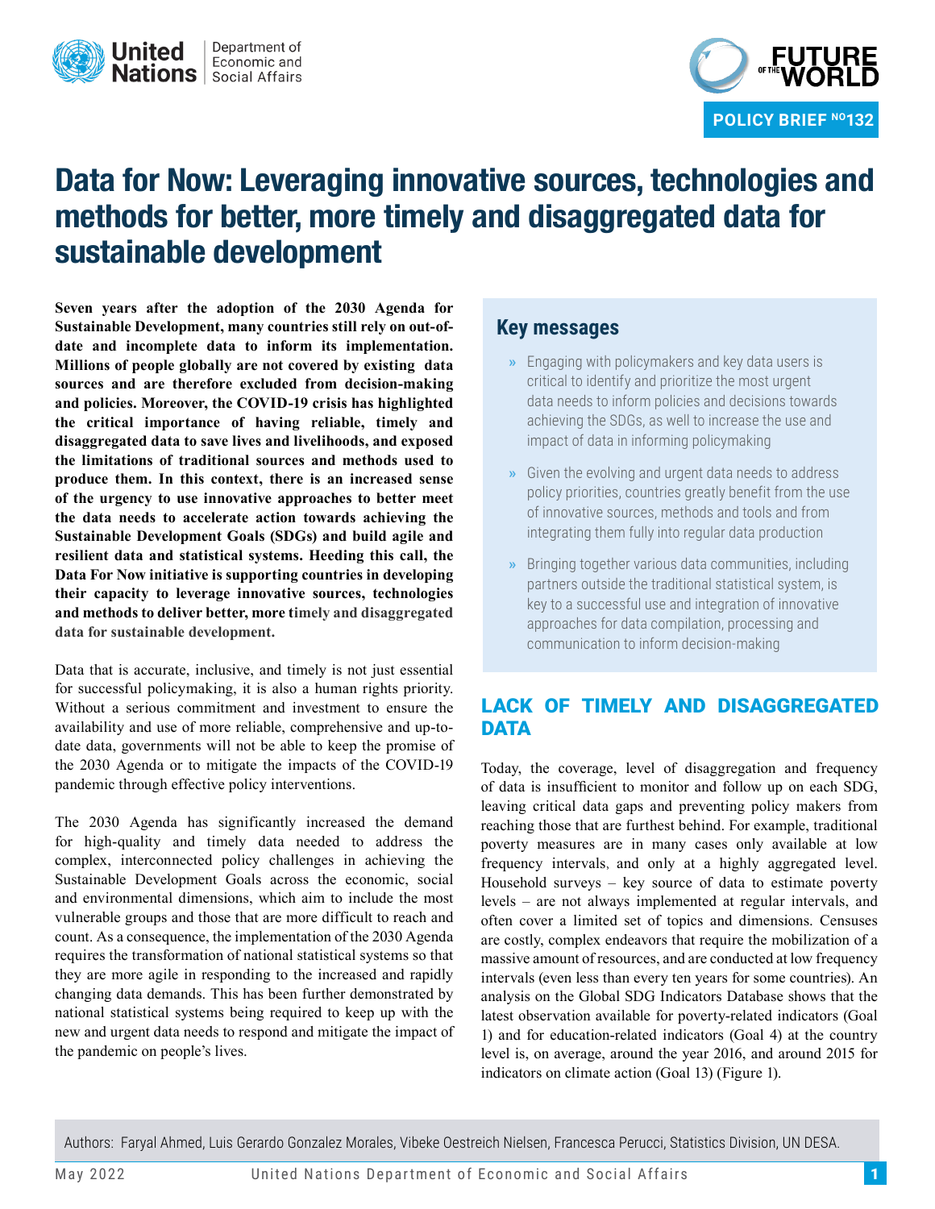POLICY BRIEF NO132

# Data for Now: Leveraging innovative sources, technologies and methods for better, more timely and disaggregated data for sustainable development

**Seven years after the adoption of the 2030 Agenda for Sustainable Development, many countries still rely on out-of-date and incomplete data to inform its implementation. Millions of people globally are not covered by existing data sources and are therefore excluded from decision-making and policies. Moreover, the COVID-19 crisis has highlighted the critical importance of having reliable, timely and disaggregated data to save lives and livelihoods, and exposed the limitations of traditional sources and methods used to produce them. In this context, there is an increased sense of the urgency to use innovative approaches to better meet the data needs to accelerate action towards achieving the Sustainable Development Goals (SDGs) and build agile and resilient data and statistical systems. Heeding this call, the Data For Now initiative is supporting countries in developing their capacity to leverage innovative sources, technologies and methods to deliver better, more timely and disaggregated data for sustainable development.**

Data that is accurate, inclusive, and timely is not just essential for successful policymaking, it is also a human rights priority. Without a serious commitment and investment to ensure the availability and use of more reliable, comprehensive and up-to-date data, governments will not be able to keep the promise of the 2030 Agenda or to mitigate the impacts of the COVID-19 pandemic through effective policy interventions.

The 2030 Agenda has significantly increased the demand for high-quality and timely data needed to address the complex, interconnected policy challenges in achieving the Sustainable Development Goals across the economic, social and environmental dimensions, which aim to include the most vulnerable groups and those that are more difficult to reach and count. As a consequence, the implementation of the 2030 Agenda requires the transformation of national statistical systems so that they are more agile in responding to the increased and rapidly changing data demands. This has been further demonstrated by national statistical systems being required to keep up with the new and urgent data needs to respond and mitigate the impact of the pandemic on people's lives.

## Key messages

- Engaging with policymakers and key data users is critical to identify and prioritize the most urgent data needs to inform policies and decisions towards achieving the SDGs, as well to increase the use and impact of data in informing policymaking
- Given the evolving and urgent data needs to address policy priorities, countries greatly benefit from the use of innovative sources, methods and tools and from integrating them fully into regular data production
- Bringing together various data communities, including partners outside the traditional statistical system, is key to a successful use and integration of innovative approaches for data compilation, processing and communication to inform decision-making

## LACK OF TIMELY AND DISAGGREGATED DATA

Today, the coverage, level of disaggregation and frequency of data is insufficient to monitor and follow up on each SDG, leaving critical data gaps and preventing policy makers from reaching those that are furthest behind. For example, traditional poverty measures are in many cases only available at low frequency intervals, and only at a highly aggregated level. Household surveys – key source of data to estimate poverty levels – are not always implemented at regular intervals, and often cover a limited set of topics and dimensions. Censuses are costly, complex endeavors that require the mobilization of a massive amount of resources, and are conducted at low frequency intervals (even less than every ten years for some countries). An analysis on the Global SDG Indicators Database shows that the latest observation available for poverty-related indicators (Goal 1) and for education-related indicators (Goal 4) at the country level is, on average, around the year 2016, and around 2015 for indicators on climate action (Goal 13) (Figure 1).

Authors: Faryal Ahmed, Luis Gerardo Gonzalez Morales, Vibeke Oestreich Nielsen, Francesca Perucci, Statistics Division, UN DESA.

May 2022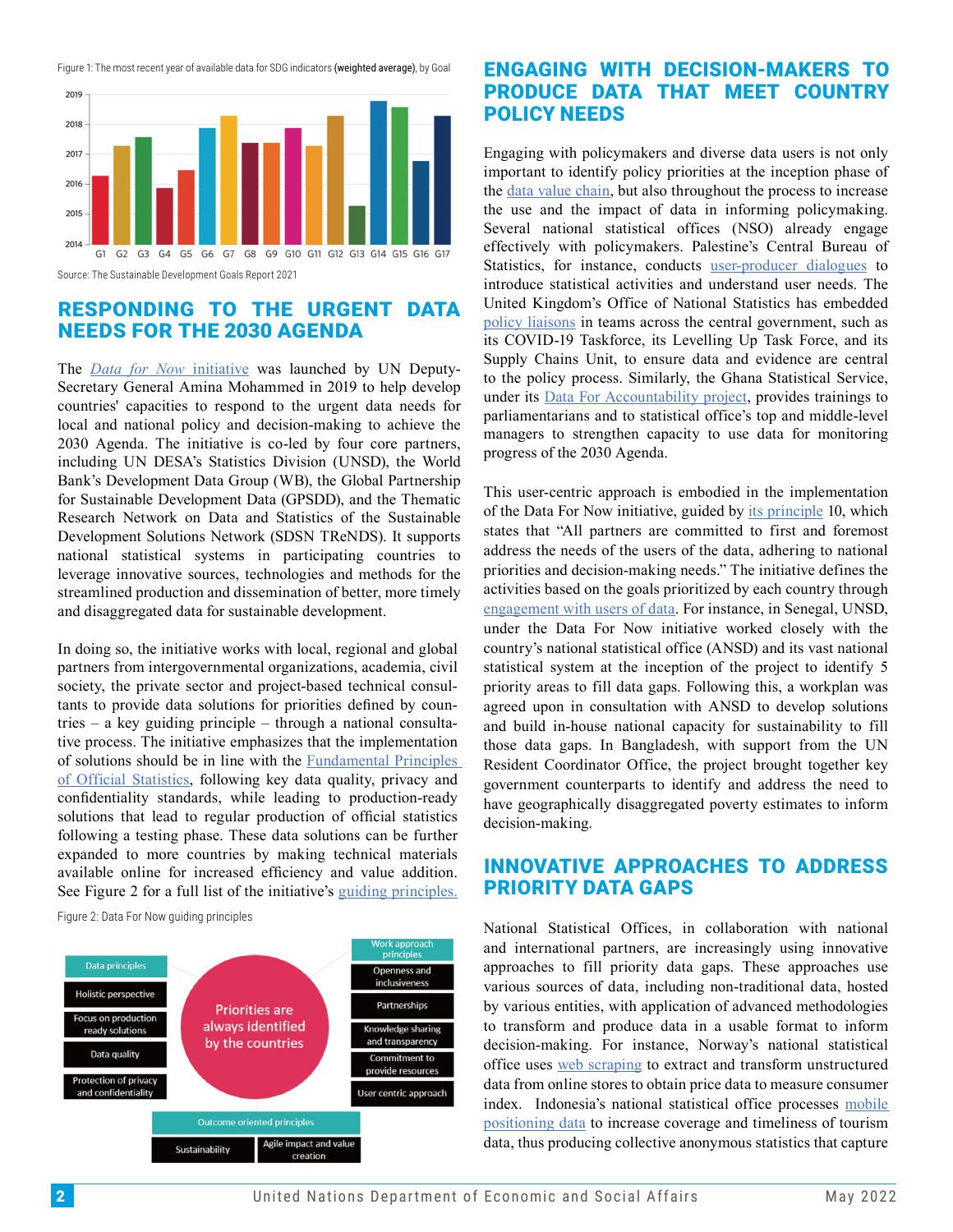Figure 1: The most recent year of available data for SDG indicators **(weighted average)**, by Goal

Source: The Sustainable Development Goals Report 2021

## RESPONDING TO THE URGENT DATA NEEDS FOR THE 2030 AGENDA

The *Data for Now* initiative was launched by UN Deputy-Secretary General Amina Mohammed in 2019 to help develop countries' capacities to respond to the urgent data needs for local and national policy and decision-making to achieve the 2030 Agenda. The initiative is co-led by four core partners, including UN DESA's Statistics Division (UNSD), the World Bank's Development Data Group (WB), the Global Partnership for Sustainable Development Data (GPSDD), and the Thematic Research Network on Data and Statistics of the Sustainable Development Solutions Network (SDSN TReNDS). It supports national statistical systems in participating countries to leverage innovative sources, technologies and methods for the streamlined production and dissemination of better, more timely and disaggregated data for sustainable development.

In doing so, the initiative works with local, regional and global partners from intergovernmental organizations, academia, civil society, the private sector and project-based technical consultants to provide data solutions for priorities defined by countries – a key guiding principle – through a national consultative process. The initiative emphasizes that the implementation of solutions should be in line with the Fundamental Principles of Official Statistics, following key data quality, privacy and confidentiality standards, while leading to production-ready solutions that lead to regular production of official statistics following a testing phase. These data solutions can be further expanded to more countries by making technical materials available online for increased efficiency and value addition. See Figure 2 for a full list of the initiative's guiding principles.

Figure 2: Data For Now guiding principles

## ENGAGING WITH DECISION-MAKERS TO PRODUCE DATA THAT MEET COUNTRY POLICY NEEDS

Engaging with policymakers and diverse data users is not only important to identify policy priorities at the inception phase of the data value chain, but also throughout the process to increase the use and the impact of data in informing policymaking. Several national statistical offices (NSO) already engage effectively with policymakers. Palestine's Central Bureau of Statistics, for instance, conducts user-producer dialogues to introduce statistical activities and understand user needs. The United Kingdom's Office of National Statistics has embedded policy liaisons in teams across the central government, such as its COVID-19 Taskforce, its Levelling Up Task Force, and its Supply Chains Unit, to ensure data and evidence are central to the policy process. Similarly, the Ghana Statistical Service, under its Data For Accountability project, provides trainings to parliamentarians and to statistical office's top and middle-level managers to strengthen capacity to use data for monitoring progress of the 2030 Agenda.

This user-centric approach is embodied in the implementation of the Data For Now initiative, guided by its principle 10, which states that "All partners are committed to first and foremost address the needs of the users of the data, adhering to national priorities and decision-making needs." The initiative defines the activities based on the goals prioritized by each country through engagement with users of data. For instance, in Senegal, UNSD, under the Data For Now initiative worked closely with the country's national statistical office (ANSD) and its vast national statistical system at the inception of the project to identify 5 priority areas to fill data gaps. Following this, a workplan was agreed upon in consultation with ANSD to develop solutions and build in-house national capacity for sustainability to fill those data gaps. In Bangladesh, with support from the UN Resident Coordinator Office, the project brought together key government counterparts to identify and address the need to have geographically disaggregated poverty estimates to inform decision-making.

## INNOVATIVE APPROACHES TO ADDRESS PRIORITY DATA GAPS

National Statistical Offices, in collaboration with national and international partners, are increasingly using innovative approaches to fill priority data gaps. These approaches use various sources of data, including non-traditional data, hosted by various entities, with application of advanced methodologies to transform and produce data in a usable format to inform decision-making. For instance, Norway's national statistical office uses web scraping to extract and transform unstructured data from online stores to obtain price data to measure consumer index. Indonesia's national statistical office processes mobile positioning data to increase coverage and timeliness of tourism data, thus producing collective anonymous statistics that capture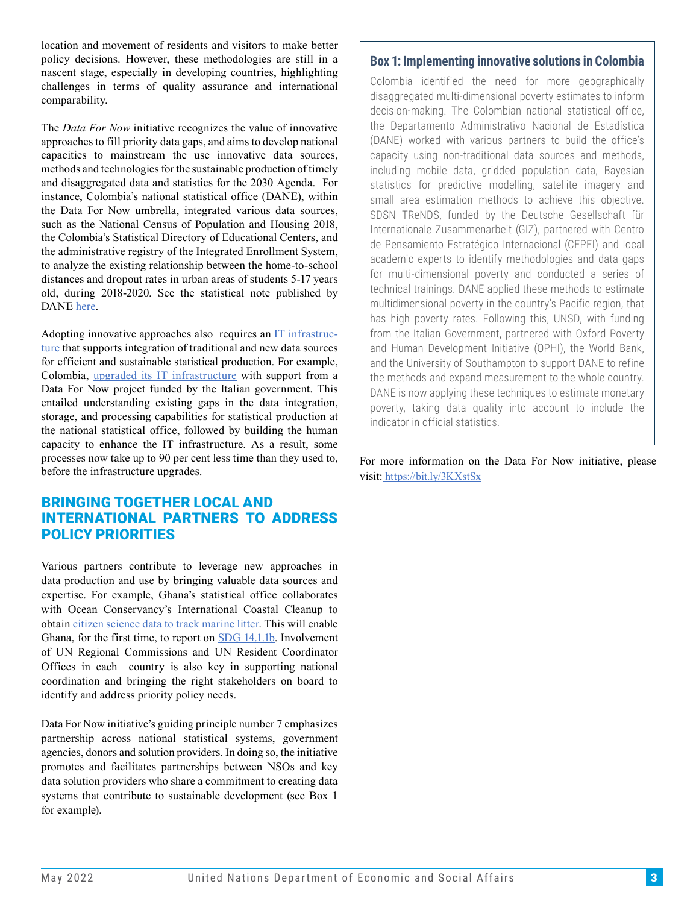location and movement of residents and visitors to make better policy decisions. However, these methodologies are still in a nascent stage, especially in developing countries, highlighting challenges in terms of quality assurance and international comparability.

The *Data For Now* initiative recognizes the value of innovative approaches to fill priority data gaps, and aims to develop national capacities to mainstream the use innovative data sources, methods and technologies for the sustainable production of timely and disaggregated data and statistics for the 2030 Agenda. For instance, Colombia's national statistical office (DANE), within the Data For Now umbrella, integrated various data sources, such as the National Census of Population and Housing 2018, the Colombia's Statistical Directory of Educational Centers, and the administrative registry of the Integrated Enrollment System, to analyze the existing relationship between the home-to-school distances and dropout rates in urban areas of students 5-17 years old, during 2018-2020. See the statistical note published by DANE here.

Adopting innovative approaches also requires an IT infrastructure that supports integration of traditional and new data sources for efficient and sustainable statistical production. For example, Colombia, upgraded its IT infrastructure with support from a Data For Now project funded by the Italian government. This entailed understanding existing gaps in the data integration, storage, and processing capabilities for statistical production at the national statistical office, followed by building the human capacity to enhance the IT infrastructure. As a result, some processes now take up to 90 per cent less time than they used to, before the infrastructure upgrades.

## BRINGING TOGETHER LOCAL AND INTERNATIONAL PARTNERS TO ADDRESS POLICY PRIORITIES

Various partners contribute to leverage new approaches in data production and use by bringing valuable data sources and expertise. For example, Ghana's statistical office collaborates with Ocean Conservancy's International Coastal Cleanup to obtain citizen science data to track marine litter. This will enable Ghana, for the first time, to report on SDG 14.1.1b. Involvement of UN Regional Commissions and UN Resident Coordinator Offices in each country is also key in supporting national coordination and bringing the right stakeholders on board to identify and address priority policy needs.

Data For Now initiative's guiding principle number 7 emphasizes partnership across national statistical systems, government agencies, donors and solution providers. In doing so, the initiative promotes and facilitates partnerships between NSOs and key data solution providers who share a commitment to creating data systems that contribute to sustainable development (see Box 1 for example).

### Box 1: Implementing innovative solutions in Colombia

Colombia identified the need for more geographically disaggregated multi-dimensional poverty estimates to inform decision-making. The Colombian national statistical office, the Departamento Administrativo Nacional de Estadística (DANE) worked with various partners to build the office's capacity using non-traditional data sources and methods, including mobile data, gridded population data, Bayesian statistics for predictive modelling, satellite imagery and small area estimation methods to achieve this objective. SDSN TReNDS, funded by the Deutsche Gesellschaft für Internationale Zusammenarbeit (GIZ), partnered with Centro de Pensamiento Estratégico Internacional (CEPEI) and local academic experts to identify methodologies and data gaps for multi-dimensional poverty and conducted a series of technical trainings. DANE applied these methods to estimate multidimensional poverty in the country's Pacific region, that has high poverty rates. Following this, UNSD, with funding from the Italian Government, partnered with Oxford Poverty and Human Development Initiative (OPHI), the World Bank, and the University of Southampton to support DANE to refine the methods and expand measurement to the whole country. DANE is now applying these techniques to estimate monetary poverty, taking data quality into account to include the indicator in official statistics.

For more information on the Data For Now initiative, please visit: https://bit.ly/3KXstSx